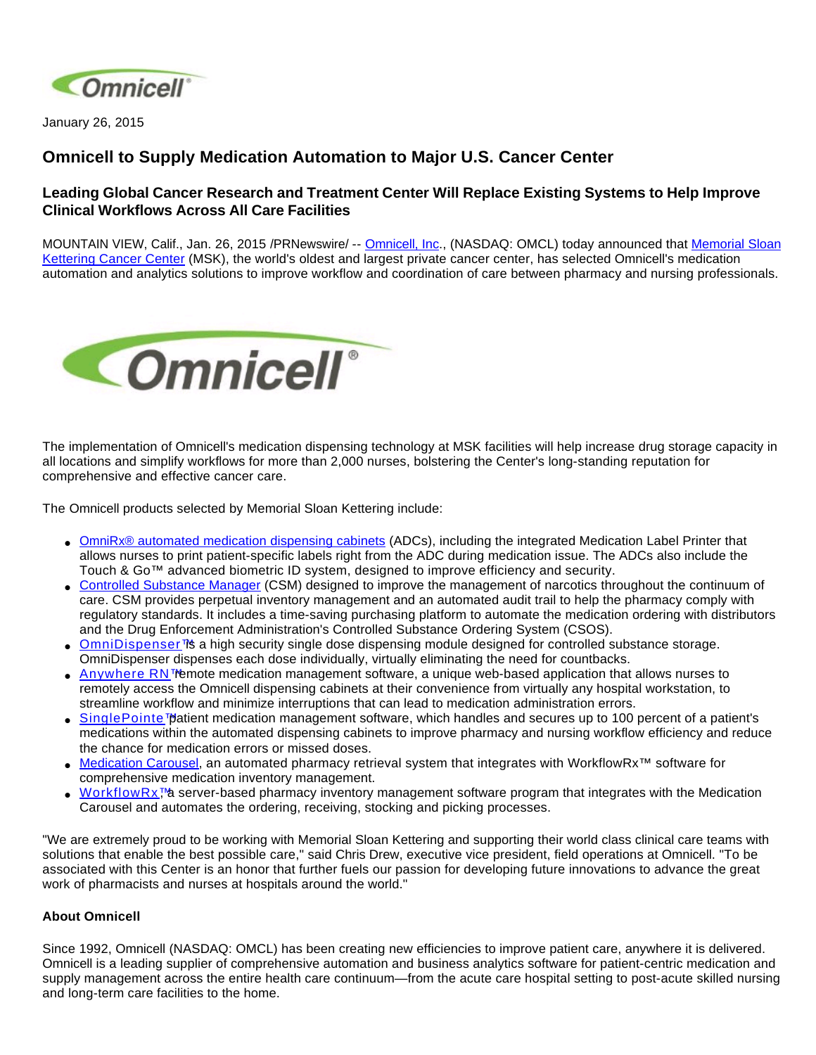January 26, 2015

## Omnicell to Supply Medication Automation to Major U.S. Cancer Center

### Leading Global Cancer Research and Treatment Center Will Replace Existing Systems to Help Improve Clinical Workflows Across All Care Facilities

MOUNTAIN VIEW, Calif., Jan. 26, 2015 /PRNewswire/ -- Omnicell, Inc., (NASDAQ: OMCL) today announced that Memorial Sloan Kettering Cancer Center (MSK), the world's oldest and largest private cancer center, has selected Omnicell's medication automation and analytics solutions to improve workflow and coordination of care between pharmacy and nursing professionals.

The implementation of Omnicell's medication dispensing technology at MSK facilities will help increase drug storage capacity in all locations and simplify workflows for more than 2,000 nurses, bolstering the Center's long-standing reputation for comprehensive and effective cancer care.

The Omnicell products selected by Memorial Sloan Kettering include:

- OmniRx® automated medication dispensing cabinets (ADCs), including the integrated Medication Label Printer that allows nurses to print patient-specific labels right from the ADC during medication issue. The ADCs also include the Touch & Go™ advanced biometric ID system, designed to improve efficiency and security.
- Controlled Substance Manager (CSM) designed to improve the management of narcotics throughout the continuum of care. CSM provides perpetual inventory management and an automated audit trail to help the pharmacy comply with regulatory standards. It includes a time-saving purchasing platform to automate the medication ordering with distributors and the Drug Enforcement Administration's Controlled Substance Ordering System (CSOS).
- OmniDispenser™ is a high security single dose dispensing module designed for controlled substance storage. OmniDispenser dispenses each dose individually, virtually eliminating the need for countbacks.
- Anywhere RN™ remote medication management software, a unique web-based application that allows nurses to remotely access the Omnicell dispensing cabinets at their convenience from virtually any hospital workstation, to streamline workflow and minimize interruptions that can lead to medication administration errors.
- SinglePointe™ patient medication management software, which handles and secures up to 100 percent of a patient's medications within the automated dispensing cabinets to improve pharmacy and nursing workflow efficiency and reduce the chance for medication errors or missed doses.
- Medication Carousel, an automated pharmacy retrieval system that integrates with WorkflowRx™ software for comprehensive medication inventory management.
- WorkflowRx™ a server-based pharmacy inventory management software program that integrates with the Medication Carousel and automates the ordering, receiving, stocking and picking processes.

"We are extremely proud to be working with Memorial Sloan Kettering and supporting their world class clinical care teams with solutions that enable the best possible care," said Chris Drew, executive vice president, field operations at Omnicell. "To be associated with this Center is an honor that further fuels our passion for developing future innovations to advance the great work of pharmacists and nurses at hospitals around the world."

**About Omnicell**

Since 1992, Omnicell (NASDAQ: OMCL) has been creating new efficiencies to improve patient care, anywhere it is delivered. Omnicell is a leading supplier of comprehensive automation and business analytics software for patient-centric medication and supply management across the entire health care continuum—from the acute care hospital setting to post-acute skilled nursing and long-term care facilities to the home.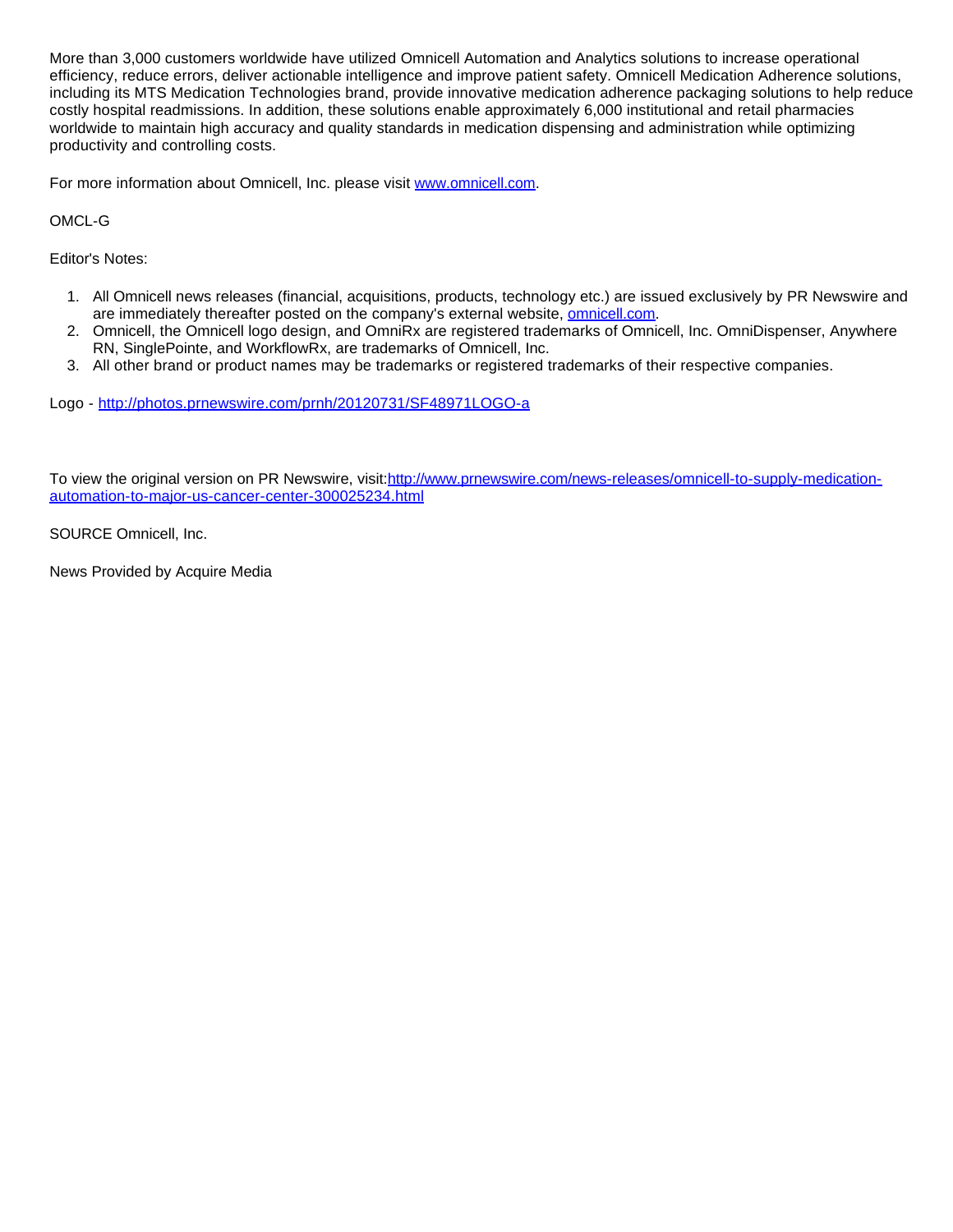More than 3,000 customers worldwide have utilized Omnicell Automation and Analytics solutions to increase operational efficiency, reduce errors, deliver actionable intelligence and improve patient safety. Omnicell Medication Adherence solutions, including its MTS Medication Technologies brand, provide innovative medication adherence packaging solutions to help reduce costly hospital readmissions. In addition, these solutions enable approximately 6,000 institutional and retail pharmacies worldwide to maintain high accuracy and quality standards in medication dispensing and administration while optimizing productivity and controlling costs.

For more information about Omnicell, Inc. please visit [www.omnicell.com](http://www.omnicell.com).

OMCL-G

Editor's Notes:

1. All Omnicell news releases (financial, acquisitions, products, technology etc.) are issued exclusively by PR Newswire and are immediately thereafter posted on the company's external website, [omnicell.com](http://omnicell.com).
2. Omnicell, the Omnicell logo design, and OmniRx are registered trademarks of Omnicell, Inc. OmniDispenser, Anywhere RN, SinglePointe, and WorkflowRx, are trademarks of Omnicell, Inc.
3. All other brand or product names may be trademarks or registered trademarks of their respective companies.

Logo - [http://photos.prnewswire.com/prnh/20120731/SF48971LOGO-a](http://photos.prnewswire.com/prnh/20120731/SF48971LOGO-a)

To view the original version on PR Newswire, visit:[http://www.prnewswire.com/news-releases/omnicell-to-supply-medication-automation-to-major-us-cancer-center-300025234.html](http://www.prnewswire.com/news-releases/omnicell-to-supply-medication-automation-to-major-us-cancer-center-300025234.html)

SOURCE Omnicell, Inc.

News Provided by Acquire Media